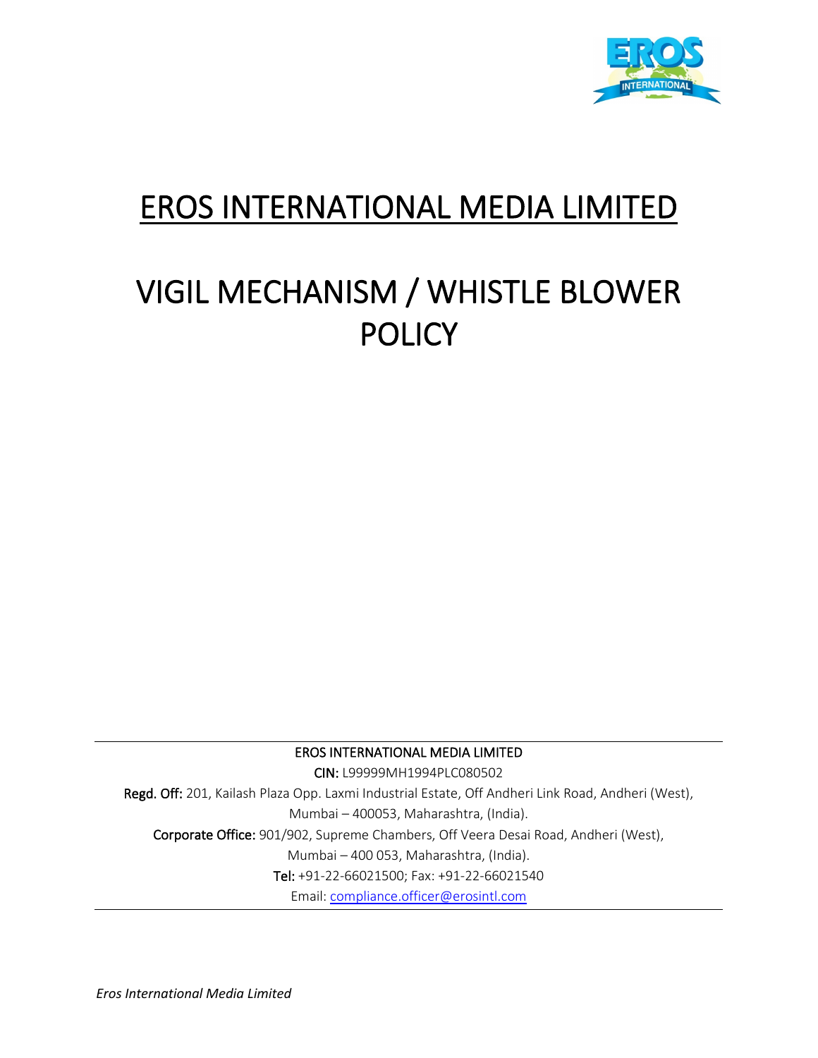# EROS INTERNATIONAL MEDIA LIMITED

# VIGIL MECHANISM / WHISTLE BLOWER POLICY

EROS INTERNATIONAL MEDIA LIMITED

**CIN:** L99999MH1994PLC080502

**Regd. Off:** 201, Kailash Plaza Opp. Laxmi Industrial Estate, Off Andheri Link Road, Andheri (West), Mumbai – 400053, Maharashtra, (India).

**Corporate Office:** 901/902, Supreme Chambers, Off Veera Desai Road, Andheri (West), Mumbai – 400 053, Maharashtra, (India).

**Tel:** +91-22-66021500; Fax: +91-22-66021540

Email: compliance.officer@erosintl.com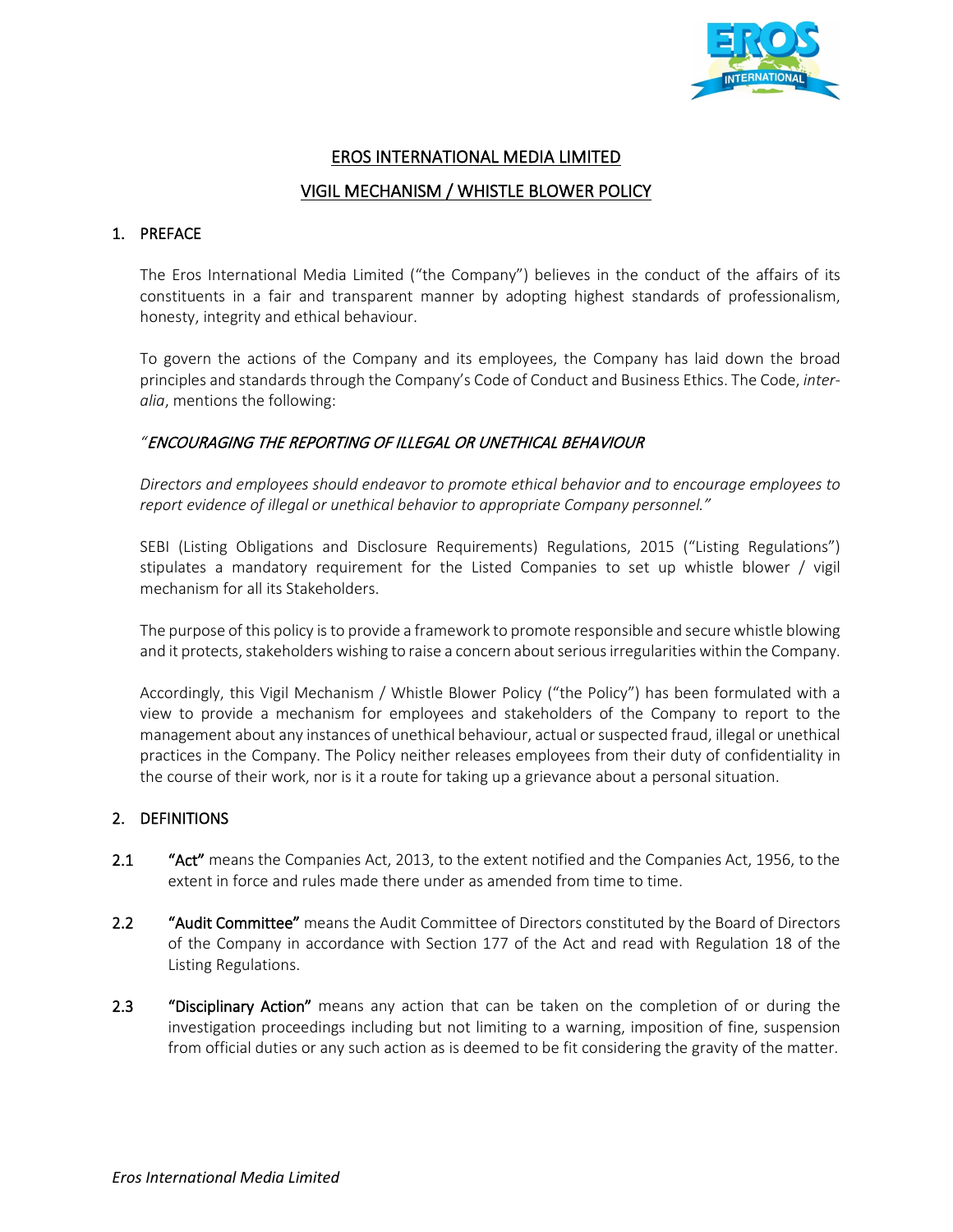# EROS INTERNATIONAL MEDIA LIMITED

## VIGIL MECHANISM / WHISTLE BLOWER POLICY

### 1. PREFACE

The Eros International Media Limited ("the Company") believes in the conduct of the affairs of its constituents in a fair and transparent manner by adopting highest standards of professionalism, honesty, integrity and ethical behaviour.

To govern the actions of the Company and its employees, the Company has laid down the broad principles and standards through the Company's Code of Conduct and Business Ethics. The Code, *inter-alia*, mentions the following:

*"ENCOURAGING THE REPORTING OF ILLEGAL OR UNETHICAL BEHAVIOUR*

*Directors and employees should endeavor to promote ethical behavior and to encourage employees to report evidence of illegal or unethical behavior to appropriate Company personnel."*

SEBI (Listing Obligations and Disclosure Requirements) Regulations, 2015 ("Listing Regulations") stipulates a mandatory requirement for the Listed Companies to set up whistle blower / vigil mechanism for all its Stakeholders.

The purpose of this policy is to provide a framework to promote responsible and secure whistle blowing and it protects, stakeholders wishing to raise a concern about serious irregularities within the Company.

Accordingly, this Vigil Mechanism / Whistle Blower Policy ("the Policy") has been formulated with a view to provide a mechanism for employees and stakeholders of the Company to report to the management about any instances of unethical behaviour, actual or suspected fraud, illegal or unethical practices in the Company. The Policy neither releases employees from their duty of confidentiality in the course of their work, nor is it a route for taking up a grievance about a personal situation.

### 2. DEFINITIONS

**2.1** **"Act"** means the Companies Act, 2013, to the extent notified and the Companies Act, 1956, to the extent in force and rules made there under as amended from time to time.

**2.2** **"Audit Committee"** means the Audit Committee of Directors constituted by the Board of Directors of the Company in accordance with Section 177 of the Act and read with Regulation 18 of the Listing Regulations.

**2.3** **"Disciplinary Action"** means any action that can be taken on the completion of or during the investigation proceedings including but not limiting to a warning, imposition of fine, suspension from official duties or any such action as is deemed to be fit considering the gravity of the matter.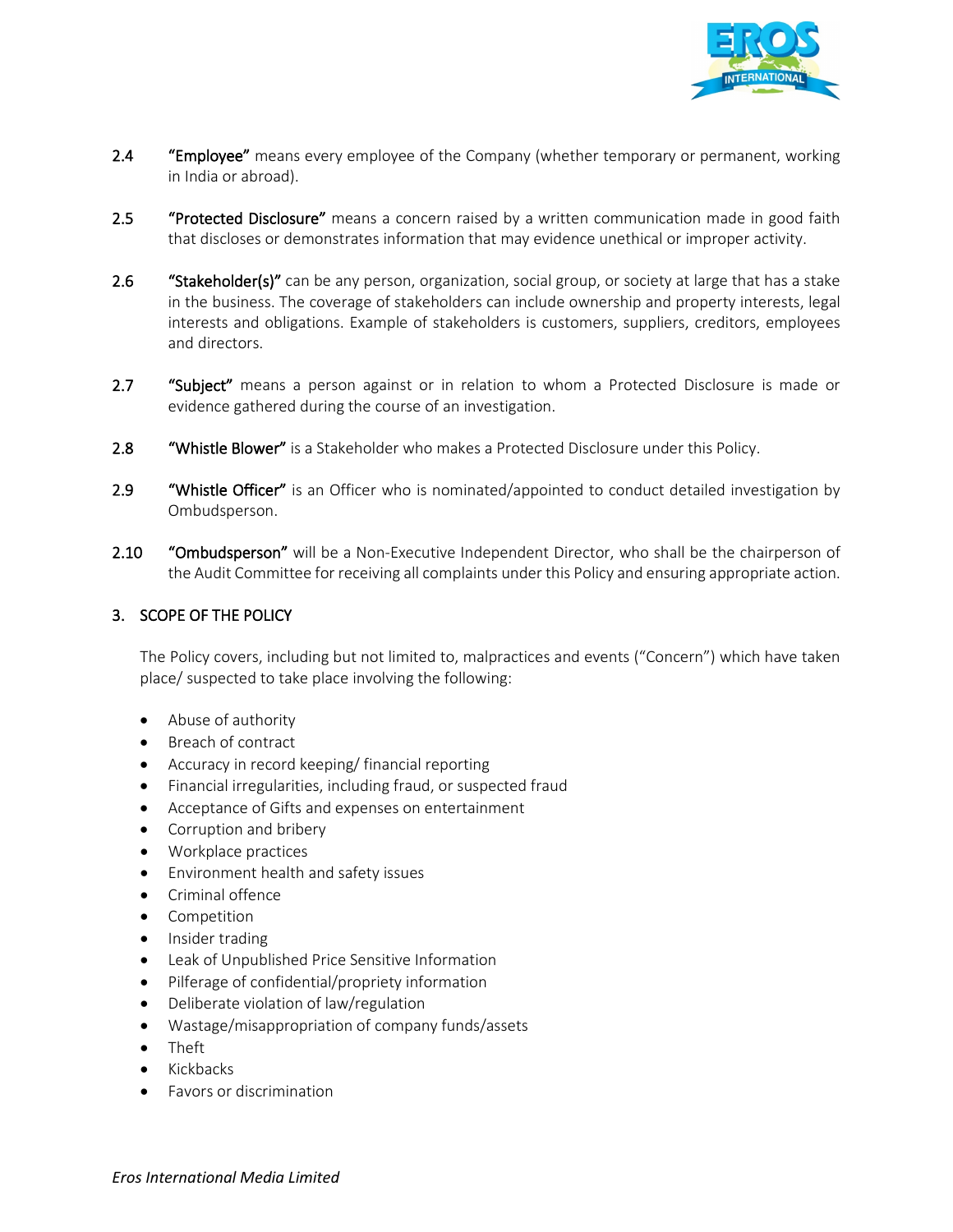**2.4** **"Employee"** means every employee of the Company (whether temporary or permanent, working in India or abroad).

**2.5** **"Protected Disclosure"** means a concern raised by a written communication made in good faith that discloses or demonstrates information that may evidence unethical or improper activity.

**2.6** **"Stakeholder(s)"** can be any person, organization, social group, or society at large that has a stake in the business. The coverage of stakeholders can include ownership and property interests, legal interests and obligations. Example of stakeholders is customers, suppliers, creditors, employees and directors.

**2.7** **"Subject"** means a person against or in relation to whom a Protected Disclosure is made or evidence gathered during the course of an investigation.

**2.8** **"Whistle Blower"** is a Stakeholder who makes a Protected Disclosure under this Policy.

**2.9** **"Whistle Officer"** is an Officer who is nominated/appointed to conduct detailed investigation by Ombudsperson.

**2.10** **"Ombudsperson"** will be a Non-Executive Independent Director, who shall be the chairperson of the Audit Committee for receiving all complaints under this Policy and ensuring appropriate action.

## 3. SCOPE OF THE POLICY

The Policy covers, including but not limited to, malpractices and events ("Concern") which have taken place/ suspected to take place involving the following:

- Abuse of authority
- Breach of contract
- Accuracy in record keeping/ financial reporting
- Financial irregularities, including fraud, or suspected fraud
- Acceptance of Gifts and expenses on entertainment
- Corruption and bribery
- Workplace practices
- Environment health and safety issues
- Criminal offence
- Competition
- Insider trading
- Leak of Unpublished Price Sensitive Information
- Pilferage of confidential/propriety information
- Deliberate violation of law/regulation
- Wastage/misappropriation of company funds/assets
- Theft
- Kickbacks
- Favors or discrimination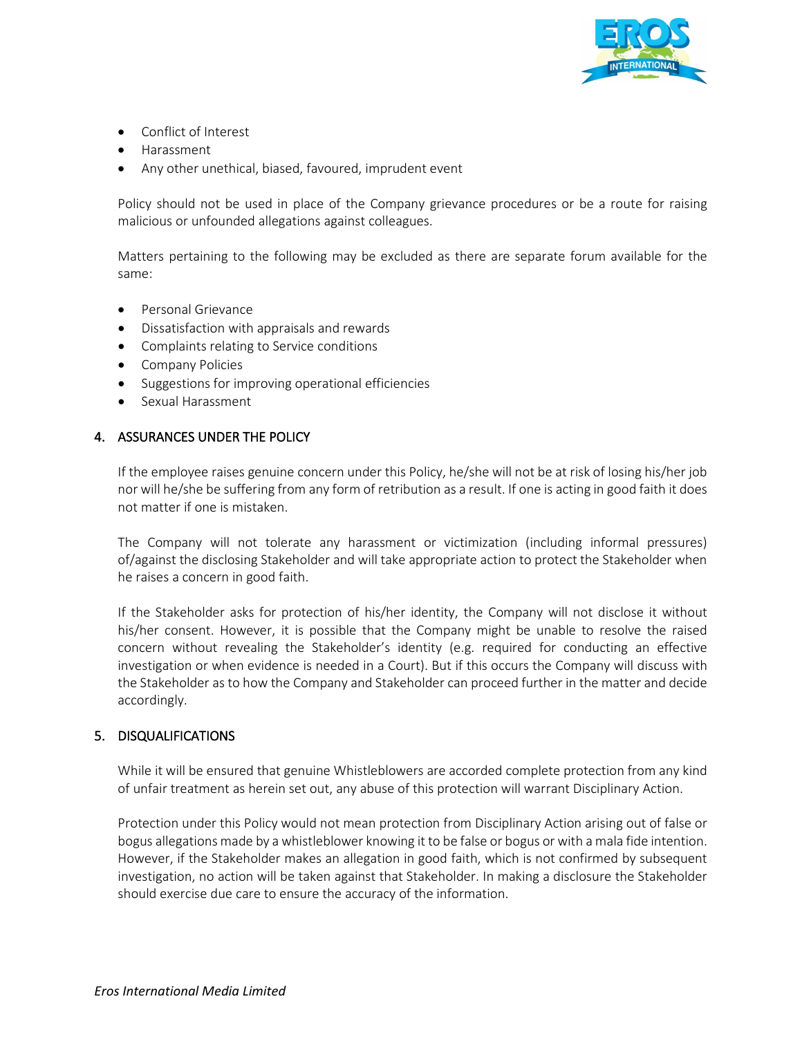- Conflict of Interest
- Harassment
- Any other unethical, biased, favoured, imprudent event

Policy should not be used in place of the Company grievance procedures or be a route for raising malicious or unfounded allegations against colleagues.

Matters pertaining to the following may be excluded as there are separate forum available for the same:

- Personal Grievance
- Dissatisfaction with appraisals and rewards
- Complaints relating to Service conditions
- Company Policies
- Suggestions for improving operational efficiencies
- Sexual Harassment

## 4. ASSURANCES UNDER THE POLICY

If the employee raises genuine concern under this Policy, he/she will not be at risk of losing his/her job nor will he/she be suffering from any form of retribution as a result. If one is acting in good faith it does not matter if one is mistaken.

The Company will not tolerate any harassment or victimization (including informal pressures) of/against the disclosing Stakeholder and will take appropriate action to protect the Stakeholder when he raises a concern in good faith.

If the Stakeholder asks for protection of his/her identity, the Company will not disclose it without his/her consent. However, it is possible that the Company might be unable to resolve the raised concern without revealing the Stakeholder's identity (e.g. required for conducting an effective investigation or when evidence is needed in a Court). But if this occurs the Company will discuss with the Stakeholder as to how the Company and Stakeholder can proceed further in the matter and decide accordingly.

## 5. DISQUALIFICATIONS

While it will be ensured that genuine Whistleblowers are accorded complete protection from any kind of unfair treatment as herein set out, any abuse of this protection will warrant Disciplinary Action.

Protection under this Policy would not mean protection from Disciplinary Action arising out of false or bogus allegations made by a whistleblower knowing it to be false or bogus or with a mala fide intention. However, if the Stakeholder makes an allegation in good faith, which is not confirmed by subsequent investigation, no action will be taken against that Stakeholder. In making a disclosure the Stakeholder should exercise due care to ensure the accuracy of the information.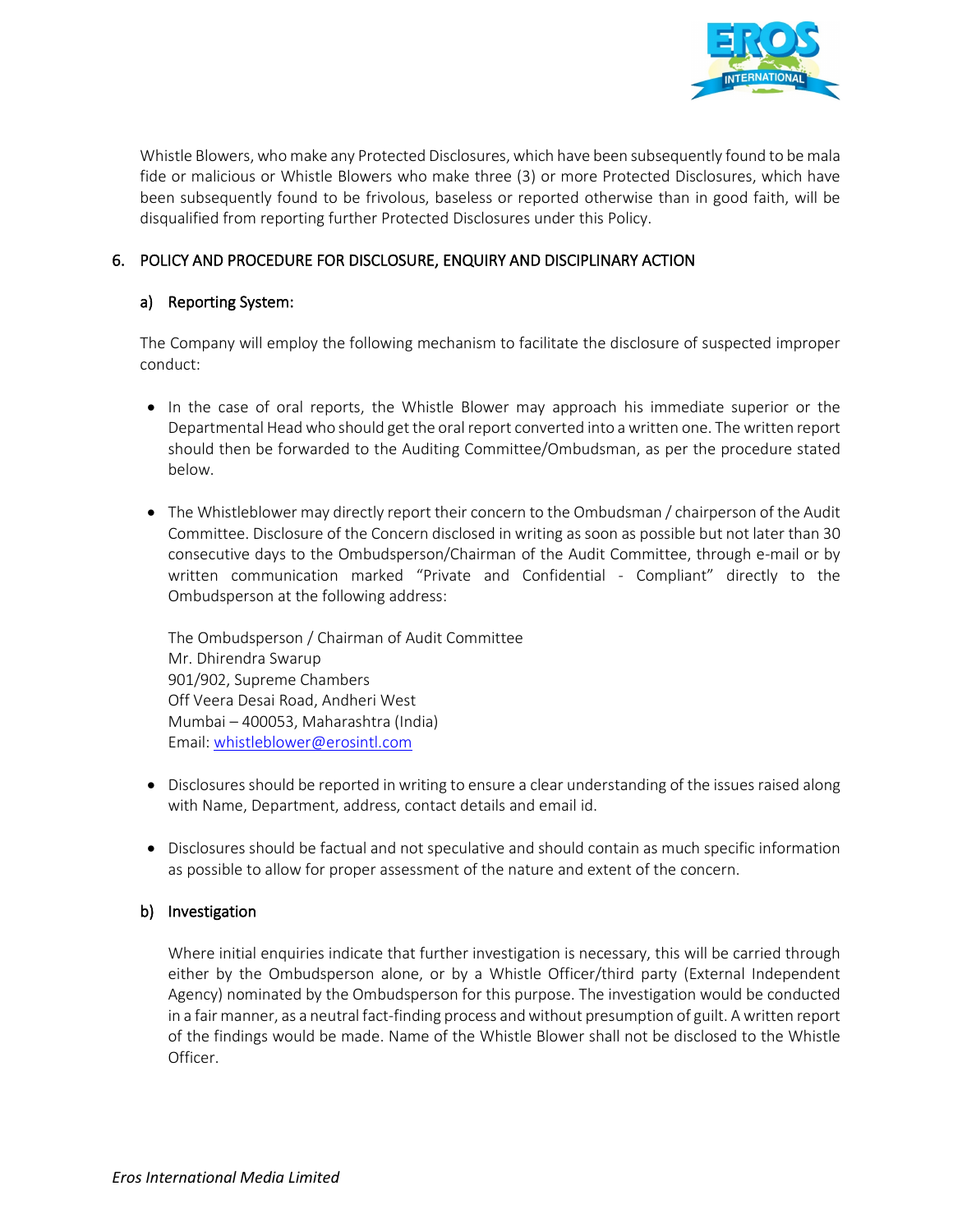Whistle Blowers, who make any Protected Disclosures, which have been subsequently found to be mala fide or malicious or Whistle Blowers who make three (3) or more Protected Disclosures, which have been subsequently found to be frivolous, baseless or reported otherwise than in good faith, will be disqualified from reporting further Protected Disclosures under this Policy.

## 6. POLICY AND PROCEDURE FOR DISCLOSURE, ENQUIRY AND DISCIPLINARY ACTION

### a) Reporting System:

The Company will employ the following mechanism to facilitate the disclosure of suspected improper conduct:

- In the case of oral reports, the Whistle Blower may approach his immediate superior or the Departmental Head who should get the oral report converted into a written one. The written report should then be forwarded to the Auditing Committee/Ombudsman, as per the procedure stated below.

- The Whistleblower may directly report their concern to the Ombudsman / chairperson of the Audit Committee. Disclosure of the Concern disclosed in writing as soon as possible but not later than 30 consecutive days to the Ombudsperson/Chairman of the Audit Committee, through e-mail or by written communication marked "Private and Confidential - Compliant" directly to the Ombudsperson at the following address:

  The Ombudsperson / Chairman of Audit Committee
  Mr. Dhirendra Swarup
  901/902, Supreme Chambers
  Off Veera Desai Road, Andheri West
  Mumbai – 400053, Maharashtra (India)
  Email: whistleblower@erosintl.com

- Disclosures should be reported in writing to ensure a clear understanding of the issues raised along with Name, Department, address, contact details and email id.

- Disclosures should be factual and not speculative and should contain as much specific information as possible to allow for proper assessment of the nature and extent of the concern.

### b) Investigation

Where initial enquiries indicate that further investigation is necessary, this will be carried through either by the Ombudsperson alone, or by a Whistle Officer/third party (External Independent Agency) nominated by the Ombudsperson for this purpose. The investigation would be conducted in a fair manner, as a neutral fact-finding process and without presumption of guilt. A written report of the findings would be made. Name of the Whistle Blower shall not be disclosed to the Whistle Officer.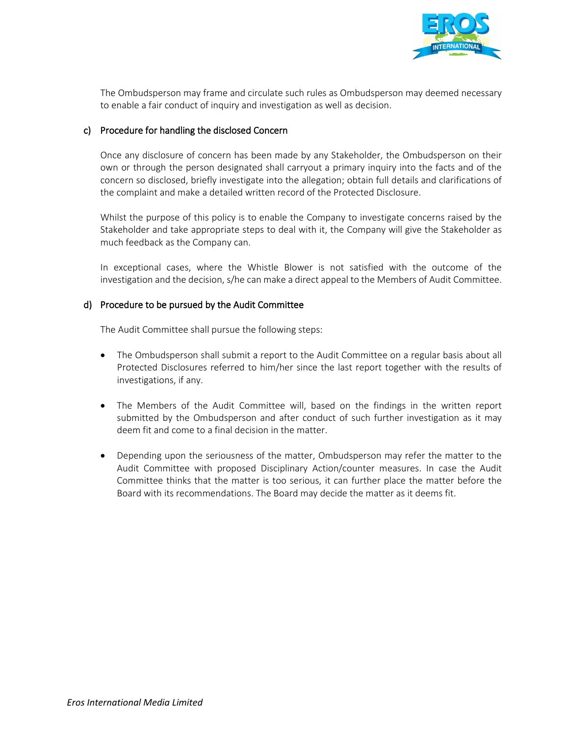The Ombudsperson may frame and circulate such rules as Ombudsperson may deemed necessary to enable a fair conduct of inquiry and investigation as well as decision.

### c) Procedure for handling the disclosed Concern

Once any disclosure of concern has been made by any Stakeholder, the Ombudsperson on their own or through the person designated shall carryout a primary inquiry into the facts and of the concern so disclosed, briefly investigate into the allegation; obtain full details and clarifications of the complaint and make a detailed written record of the Protected Disclosure.

Whilst the purpose of this policy is to enable the Company to investigate concerns raised by the Stakeholder and take appropriate steps to deal with it, the Company will give the Stakeholder as much feedback as the Company can.

In exceptional cases, where the Whistle Blower is not satisfied with the outcome of the investigation and the decision, s/he can make a direct appeal to the Members of Audit Committee.

### d) Procedure to be pursued by the Audit Committee

The Audit Committee shall pursue the following steps:

- The Ombudsperson shall submit a report to the Audit Committee on a regular basis about all Protected Disclosures referred to him/her since the last report together with the results of investigations, if any.

- The Members of the Audit Committee will, based on the findings in the written report submitted by the Ombudsperson and after conduct of such further investigation as it may deem fit and come to a final decision in the matter.

- Depending upon the seriousness of the matter, Ombudsperson may refer the matter to the Audit Committee with proposed Disciplinary Action/counter measures. In case the Audit Committee thinks that the matter is too serious, it can further place the matter before the Board with its recommendations. The Board may decide the matter as it deems fit.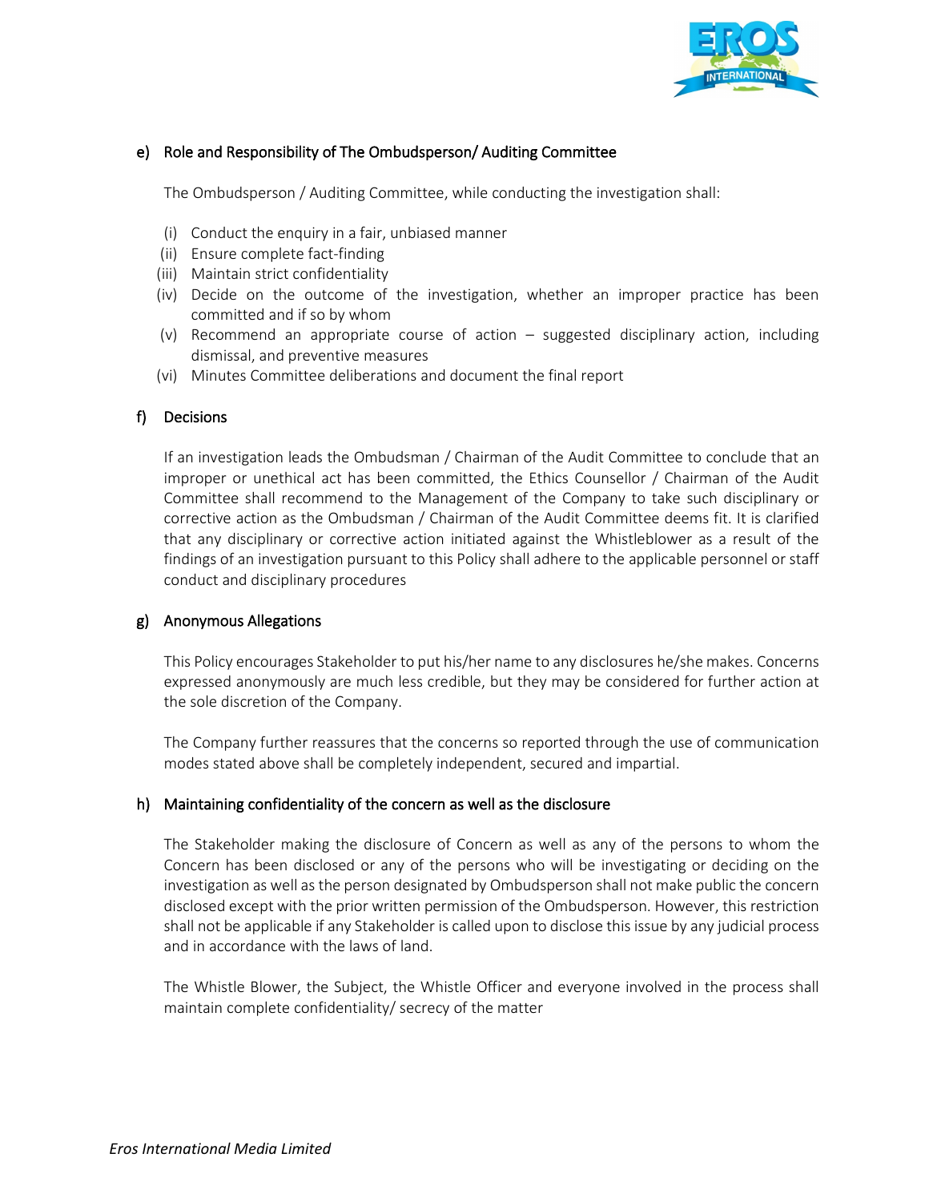#### e) Role and Responsibility of The Ombudsperson/ Auditing Committee

The Ombudsperson / Auditing Committee, while conducting the investigation shall:

(i) Conduct the enquiry in a fair, unbiased manner
(ii) Ensure complete fact-finding
(iii) Maintain strict confidentiality
(iv) Decide on the outcome of the investigation, whether an improper practice has been committed and if so by whom
(v) Recommend an appropriate course of action – suggested disciplinary action, including dismissal, and preventive measures
(vi) Minutes Committee deliberations and document the final report

#### f) Decisions

If an investigation leads the Ombudsman / Chairman of the Audit Committee to conclude that an improper or unethical act has been committed, the Ethics Counsellor / Chairman of the Audit Committee shall recommend to the Management of the Company to take such disciplinary or corrective action as the Ombudsman / Chairman of the Audit Committee deems fit. It is clarified that any disciplinary or corrective action initiated against the Whistleblower as a result of the findings of an investigation pursuant to this Policy shall adhere to the applicable personnel or staff conduct and disciplinary procedures

#### g) Anonymous Allegations

This Policy encourages Stakeholder to put his/her name to any disclosures he/she makes. Concerns expressed anonymously are much less credible, but they may be considered for further action at the sole discretion of the Company.

The Company further reassures that the concerns so reported through the use of communication modes stated above shall be completely independent, secured and impartial.

#### h) Maintaining confidentiality of the concern as well as the disclosure

The Stakeholder making the disclosure of Concern as well as any of the persons to whom the Concern has been disclosed or any of the persons who will be investigating or deciding on the investigation as well as the person designated by Ombudsperson shall not make public the concern disclosed except with the prior written permission of the Ombudsperson. However, this restriction shall not be applicable if any Stakeholder is called upon to disclose this issue by any judicial process and in accordance with the laws of land.

The Whistle Blower, the Subject, the Whistle Officer and everyone involved in the process shall maintain complete confidentiality/ secrecy of the matter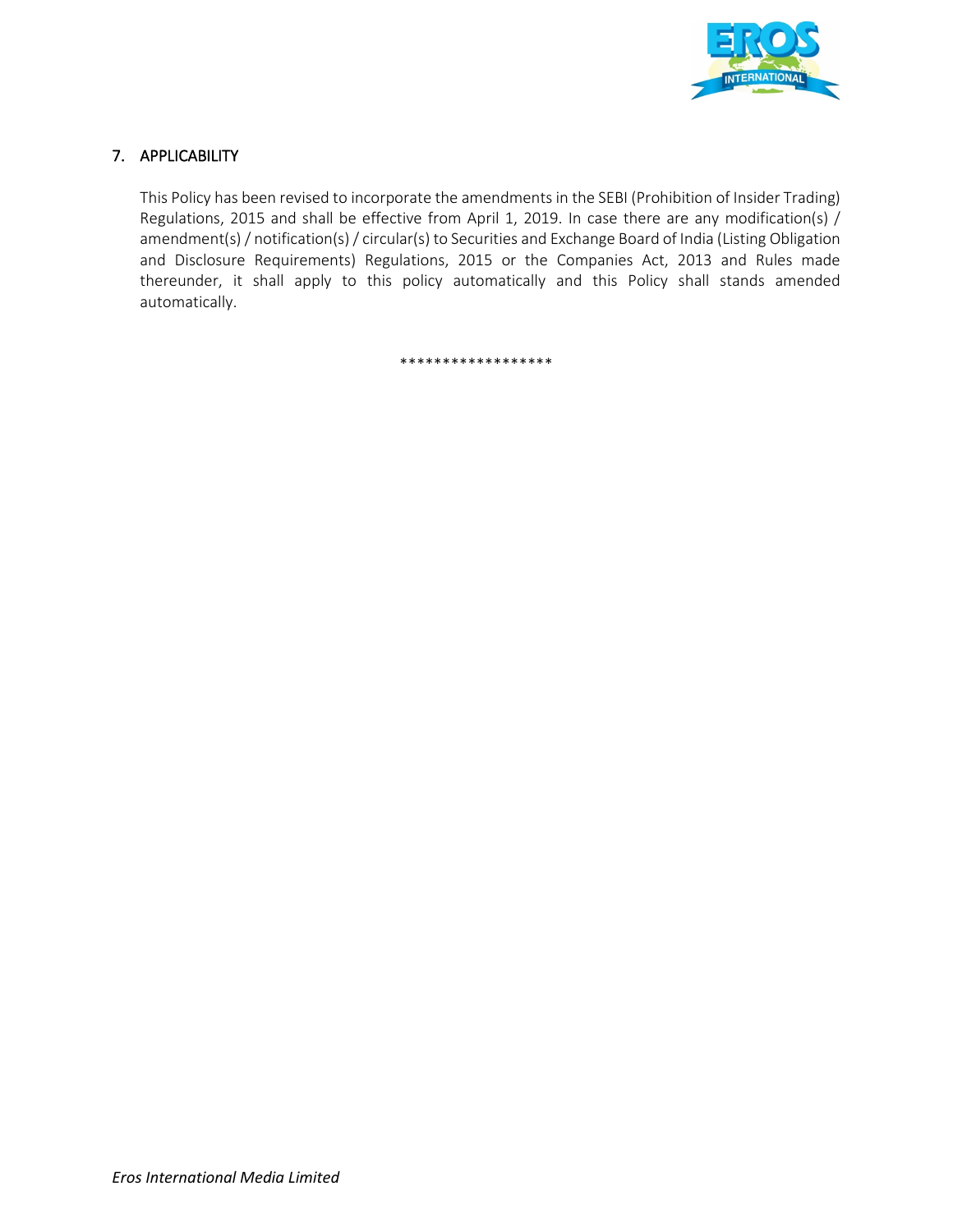## 7. APPLICABILITY

This Policy has been revised to incorporate the amendments in the SEBI (Prohibition of Insider Trading) Regulations, 2015 and shall be effective from April 1, 2019. In case there are any modification(s) / amendment(s) / notification(s) / circular(s) to Securities and Exchange Board of India (Listing Obligation and Disclosure Requirements) Regulations, 2015 or the Companies Act, 2013 and Rules made thereunder, it shall apply to this policy automatically and this Policy shall stands amended automatically.

******************